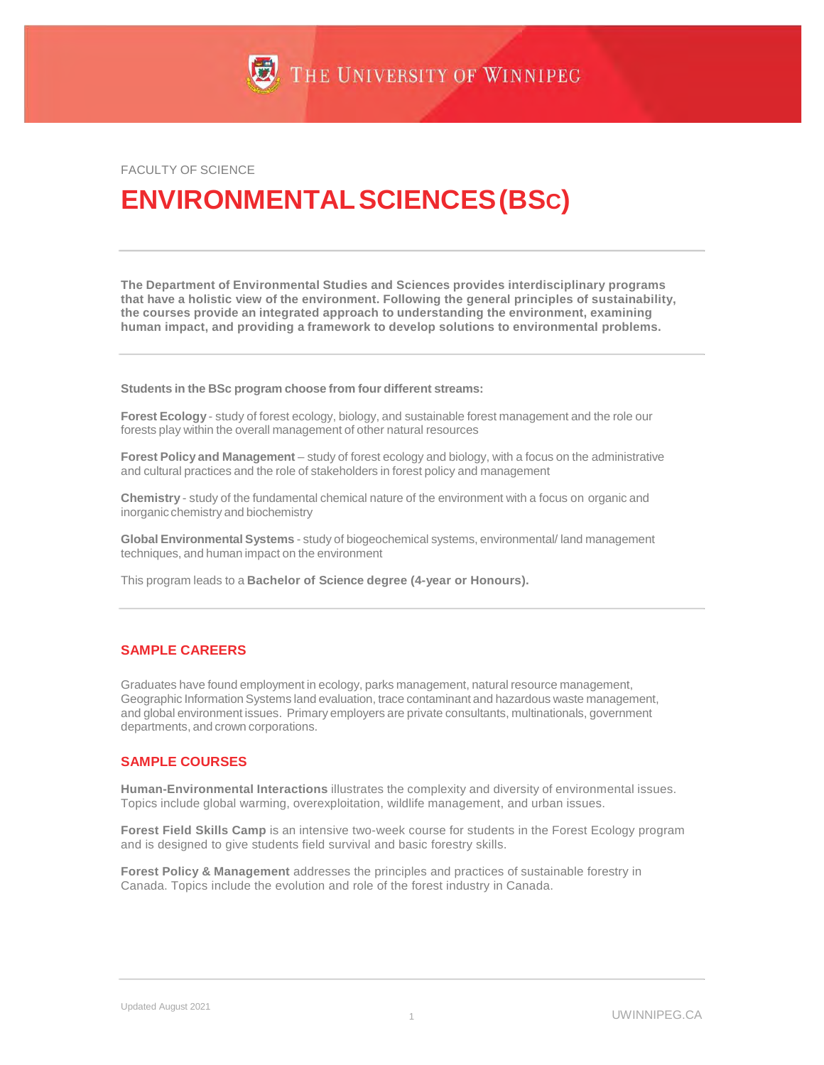THE UNIVERSITY OF WINNIPEG

FACULTY OF SCIENCE

# ENVIRONMENTAL SCIENCES (BSc)

**The Department of Environmental Studies and Sciences provides interdisciplinary programs that have a holistic view of the environment. Following the general principles of sustainability, the courses provide an integrated approach to understanding the environment, examining human impact, and providing a framework to develop solutions to environmental problems.**

**Students in the BSc program choose from four different streams:**

**Forest Ecology** - study of forest ecology, biology, and sustainable forest management and the role our forests play within the overall management of other natural resources

**Forest Policy and Management** – study of forest ecology and biology, with a focus on the administrative and cultural practices and the role of stakeholders in forest policy and management

**Chemistry** - study of the fundamental chemical nature of the environment with a focus on organic and inorganic chemistry and biochemistry

**Global Environmental Systems** - study of biogeochemical systems, environmental/ land management techniques, and human impact on the environment

This program leads to a **Bachelor of Science degree (4-year or Honours).**

## SAMPLE CAREERS

Graduates have found employment in ecology, parks management, natural resource management, Geographic Information Systems land evaluation, trace contaminant and hazardous waste management, and global environment issues. Primary employers are private consultants, multinationals, government departments, and crown corporations.

## SAMPLE COURSES

**Human-Environmental Interactions** illustrates the complexity and diversity of environmental issues. Topics include global warming, overexploitation, wildlife management, and urban issues.

**Forest Field Skills Camp** is an intensive two-week course for students in the Forest Ecology program and is designed to give students field survival and basic forestry skills.

**Forest Policy & Management** addresses the principles and practices of sustainable forestry in Canada. Topics include the evolution and role of the forest industry in Canada.

Updated August 2021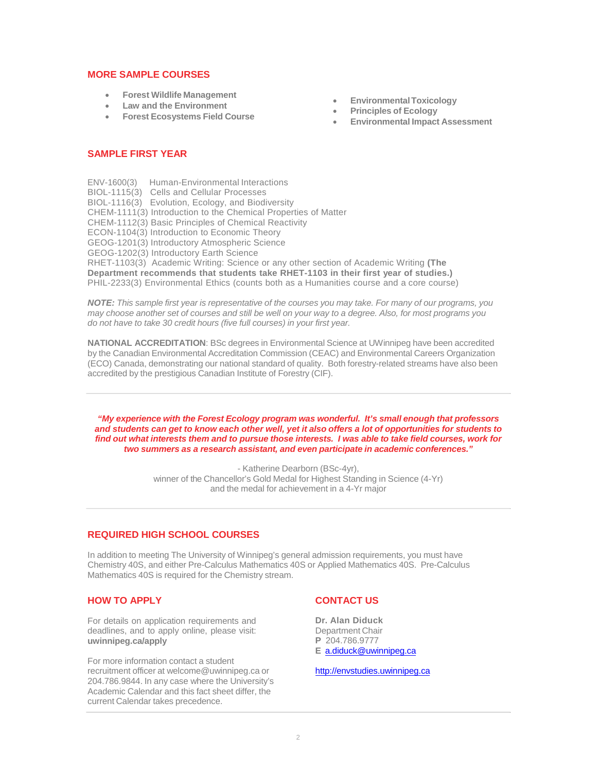## MORE SAMPLE COURSES

- **Forest Wildlife Management**
- **Law and the Environment**
- **Forest Ecosystems Field Course**
- **Environmental Toxicology**
- **Principles of Ecology**
- **Environmental Impact Assessment**

## SAMPLE FIRST YEAR

ENV-1600(3) Human-Environmental Interactions
BIOL-1115(3) Cells and Cellular Processes
BIOL-1116(3) Evolution, Ecology, and Biodiversity
CHEM-1111(3) Introduction to the Chemical Properties of Matter
CHEM-1112(3) Basic Principles of Chemical Reactivity
ECON-1104(3) Introduction to Economic Theory
GEOG-1201(3) Introductory Atmospheric Science
GEOG-1202(3) Introductory Earth Science
RHET-1103(3) Academic Writing: Science or any other section of Academic Writing **(The Department recommends that students take RHET-1103 in their first year of studies.)**
PHIL-2233(3) Environmental Ethics (counts both as a Humanities course and a core course)

***NOTE:*** *This sample first year is representative of the courses you may take. For many of our programs, you may choose another set of courses and still be well on your way to a degree. Also, for most programs you do not have to take 30 credit hours (five full courses) in your first year.*

**NATIONAL ACCREDITATION**: BSc degrees in Environmental Science at UWinnipeg have been accredited by the Canadian Environmental Accreditation Commission (CEAC) and Environmental Careers Organization (ECO) Canada, demonstrating our national standard of quality. Both forestry-related streams have also been accredited by the prestigious Canadian Institute of Forestry (CIF).

---

***"My experience with the Forest Ecology program was wonderful. It's small enough that professors and students can get to know each other well, yet it also offers a lot of opportunities for students to find out what interests them and to pursue those interests. I was able to take field courses, work for two summers as a research assistant, and even participate in academic conferences."***

- Katherine Dearborn (BSc-4yr),
winner of the Chancellor's Gold Medal for Highest Standing in Science (4-Yr)
and the medal for achievement in a 4-Yr major

---

## REQUIRED HIGH SCHOOL COURSES

In addition to meeting The University of Winnipeg's general admission requirements, you must have Chemistry 40S, and either Pre-Calculus Mathematics 40S or Applied Mathematics 40S. Pre-Calculus Mathematics 40S is required for the Chemistry stream.

## HOW TO APPLY

For details on application requirements and deadlines, and to apply online, please visit: **uwinnipeg.ca/apply**

For more information contact a student recruitment officer at welcome@uwinnipeg.ca or 204.786.9844. In any case where the University's Academic Calendar and this fact sheet differ, the current Calendar takes precedence.

## CONTACT US

**Dr. Alan Diduck**
Department Chair
**P** 204.786.9777
**E** a.diduck@uwinnipeg.ca

http://envstudies.uwinnipeg.ca